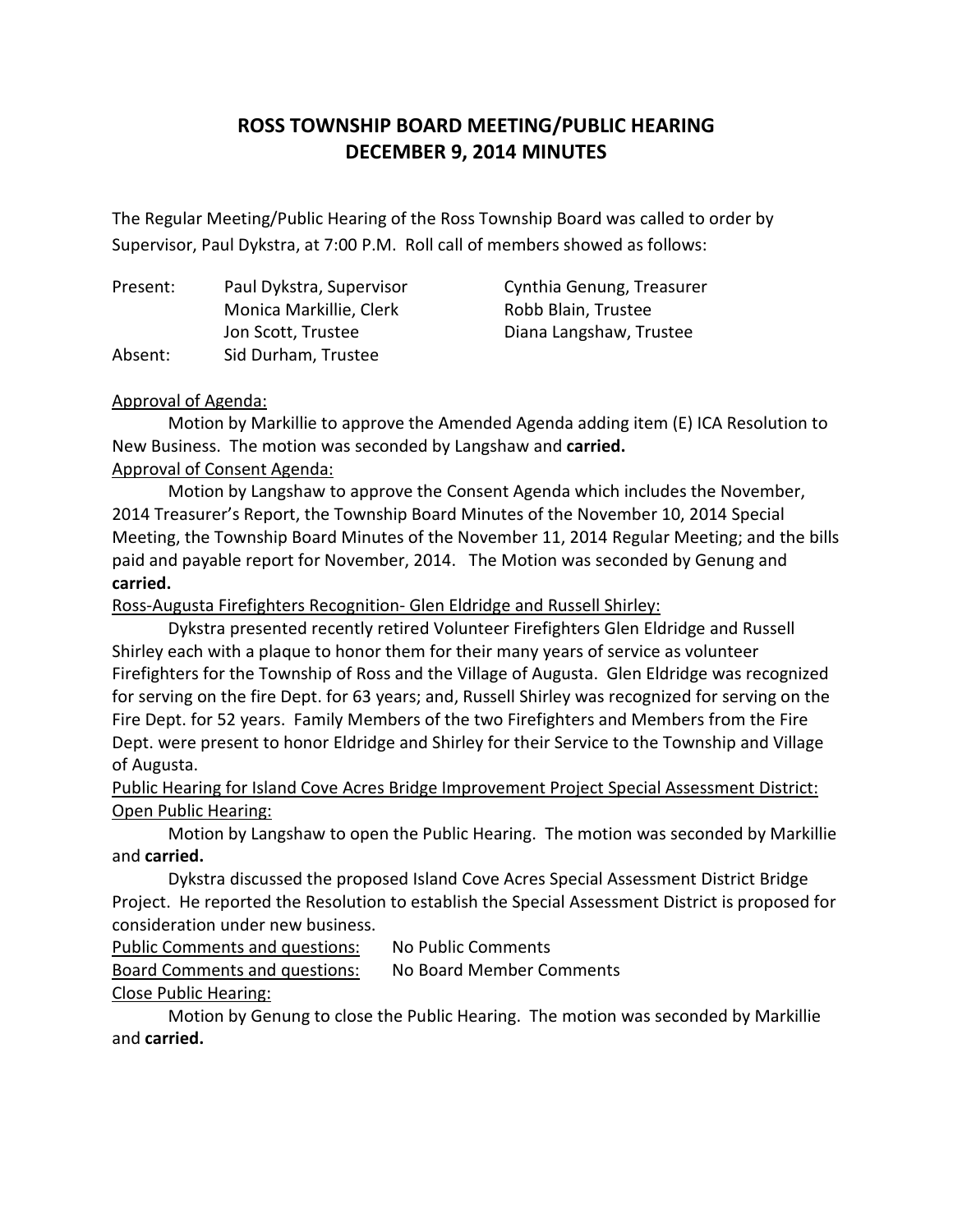# ROSS TOWNSHIP BOARD MEETING/PUBLIC HEARING
# DECEMBER 9, 2014 MINUTES

The Regular Meeting/Public Hearing of the Ross Township Board was called to order by Supervisor, Paul Dykstra, at 7:00 P.M. Roll call of members showed as follows:

| | | |
|---|---|---|
| Present: | Paul Dykstra, Supervisor | Cynthia Genung, Treasurer |
| | Monica Markillie, Clerk | Robb Blain, Trustee |
| | Jon Scott, Trustee | Diana Langshaw, Trustee |
| Absent: | Sid Durham, Trustee | |

Approval of Agenda:

Motion by Markillie to approve the Amended Agenda adding item (E) ICA Resolution to New Business. The motion was seconded by Langshaw and **carried.**

Approval of Consent Agenda:

Motion by Langshaw to approve the Consent Agenda which includes the November, 2014 Treasurer's Report, the Township Board Minutes of the November 10, 2014 Special Meeting, the Township Board Minutes of the November 11, 2014 Regular Meeting; and the bills paid and payable report for November, 2014. The Motion was seconded by Genung and **carried.**

Ross-Augusta Firefighters Recognition- Glen Eldridge and Russell Shirley:

Dykstra presented recently retired Volunteer Firefighters Glen Eldridge and Russell Shirley each with a plaque to honor them for their many years of service as volunteer Firefighters for the Township of Ross and the Village of Augusta. Glen Eldridge was recognized for serving on the fire Dept. for 63 years; and, Russell Shirley was recognized for serving on the Fire Dept. for 52 years. Family Members of the two Firefighters and Members from the Fire Dept. were present to honor Eldridge and Shirley for their Service to the Township and Village of Augusta.

Public Hearing for Island Cove Acres Bridge Improvement Project Special Assessment District:

Open Public Hearing:

Motion by Langshaw to open the Public Hearing. The motion was seconded by Markillie and **carried.**

Dykstra discussed the proposed Island Cove Acres Special Assessment District Bridge Project. He reported the Resolution to establish the Special Assessment District is proposed for consideration under new business.

Public Comments and questions: No Public Comments

Board Comments and questions: No Board Member Comments

Close Public Hearing:

Motion by Genung to close the Public Hearing. The motion was seconded by Markillie and **carried.**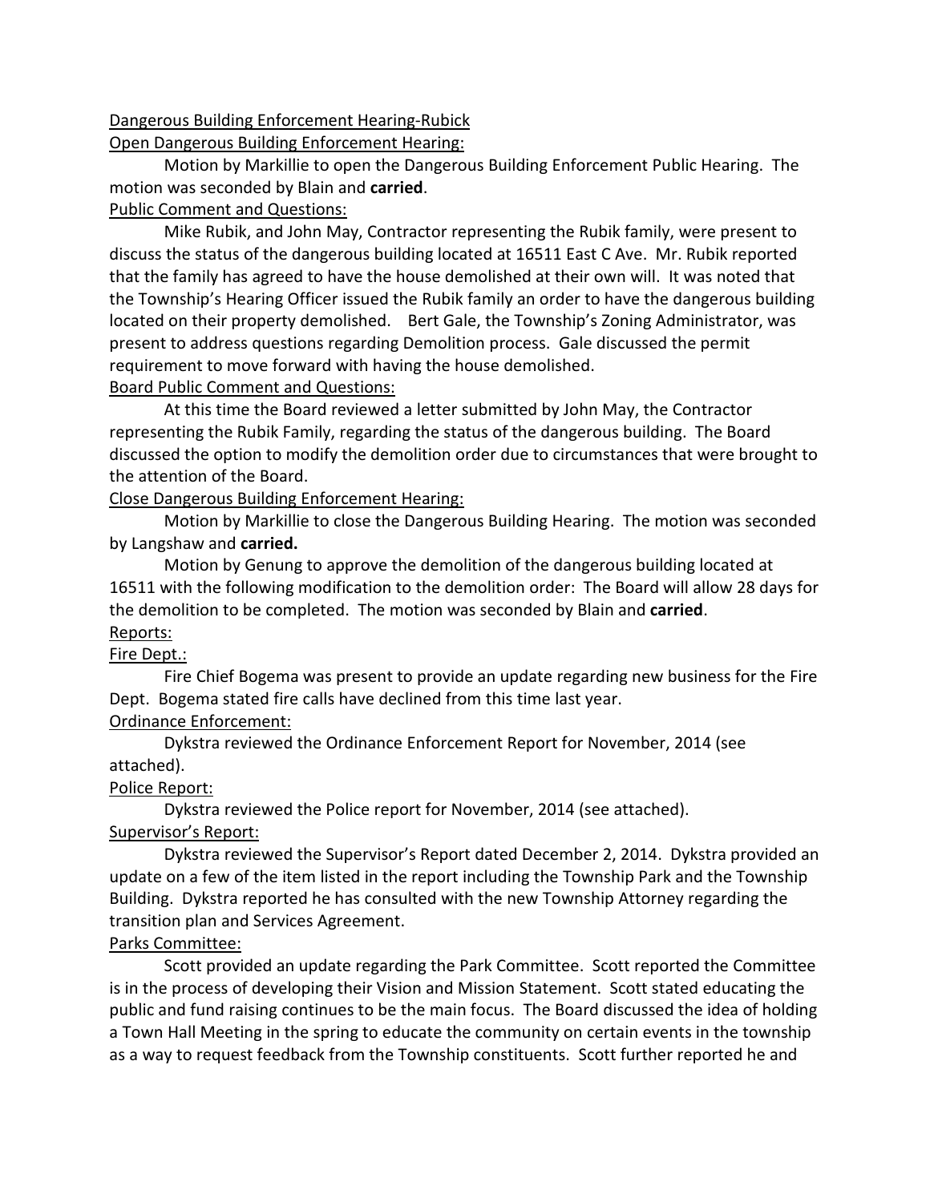Dangerous Building Enforcement Hearing-Rubick

Open Dangerous Building Enforcement Hearing:

Motion by Markillie to open the Dangerous Building Enforcement Public Hearing. The motion was seconded by Blain and **carried**.

Public Comment and Questions:

Mike Rubik, and John May, Contractor representing the Rubik family, were present to discuss the status of the dangerous building located at 16511 East C Ave. Mr. Rubik reported that the family has agreed to have the house demolished at their own will. It was noted that the Township's Hearing Officer issued the Rubik family an order to have the dangerous building located on their property demolished. Bert Gale, the Township's Zoning Administrator, was present to address questions regarding Demolition process. Gale discussed the permit requirement to move forward with having the house demolished.

Board Public Comment and Questions:

At this time the Board reviewed a letter submitted by John May, the Contractor representing the Rubik Family, regarding the status of the dangerous building. The Board discussed the option to modify the demolition order due to circumstances that were brought to the attention of the Board.

Close Dangerous Building Enforcement Hearing:

Motion by Markillie to close the Dangerous Building Hearing. The motion was seconded by Langshaw and **carried.**

Motion by Genung to approve the demolition of the dangerous building located at 16511 with the following modification to the demolition order: The Board will allow 28 days for the demolition to be completed. The motion was seconded by Blain and **carried**.

Reports:

Fire Dept.:

Fire Chief Bogema was present to provide an update regarding new business for the Fire Dept. Bogema stated fire calls have declined from this time last year.

Ordinance Enforcement:

Dykstra reviewed the Ordinance Enforcement Report for November, 2014 (see attached).

Police Report:

Dykstra reviewed the Police report for November, 2014 (see attached).

Supervisor's Report:

Dykstra reviewed the Supervisor's Report dated December 2, 2014. Dykstra provided an update on a few of the item listed in the report including the Township Park and the Township Building. Dykstra reported he has consulted with the new Township Attorney regarding the transition plan and Services Agreement.

Parks Committee:

Scott provided an update regarding the Park Committee. Scott reported the Committee is in the process of developing their Vision and Mission Statement. Scott stated educating the public and fund raising continues to be the main focus. The Board discussed the idea of holding a Town Hall Meeting in the spring to educate the community on certain events in the township as a way to request feedback from the Township constituents. Scott further reported he and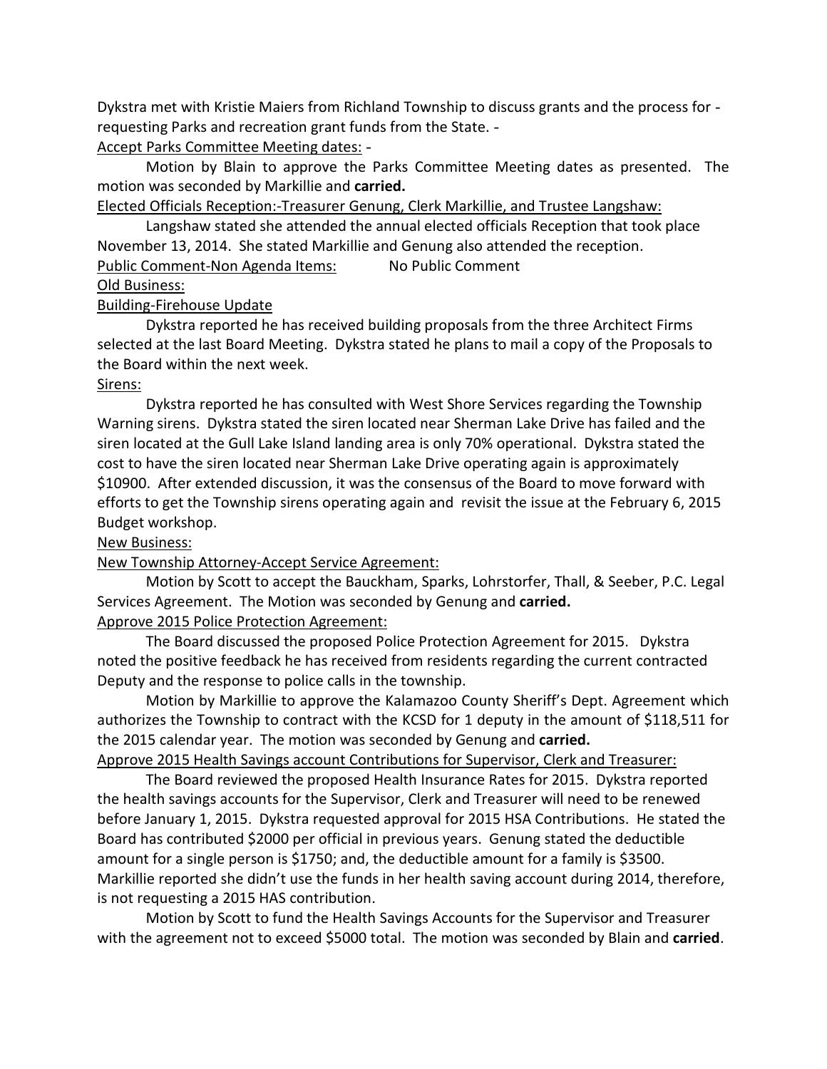Dykstra met with Kristie Maiers from Richland Township to discuss grants and the process for - requesting Parks and recreation grant funds from the State. -

Accept Parks Committee Meeting dates: -

Motion by Blain to approve the Parks Committee Meeting dates as presented. The motion was seconded by Markillie and **carried.**

Elected Officials Reception:-Treasurer Genung, Clerk Markillie, and Trustee Langshaw:

Langshaw stated she attended the annual elected officials Reception that took place November 13, 2014. She stated Markillie and Genung also attended the reception.

Public Comment-Non Agenda Items: No Public Comment

Old Business:

Building-Firehouse Update

Dykstra reported he has received building proposals from the three Architect Firms selected at the last Board Meeting. Dykstra stated he plans to mail a copy of the Proposals to the Board within the next week.

Sirens:

Dykstra reported he has consulted with West Shore Services regarding the Township Warning sirens. Dykstra stated the siren located near Sherman Lake Drive has failed and the siren located at the Gull Lake Island landing area is only 70% operational. Dykstra stated the cost to have the siren located near Sherman Lake Drive operating again is approximately $10900. After extended discussion, it was the consensus of the Board to move forward with efforts to get the Township sirens operating again and revisit the issue at the February 6, 2015 Budget workshop.

New Business:

New Township Attorney-Accept Service Agreement:

Motion by Scott to accept the Bauckham, Sparks, Lohrstorfer, Thall, & Seeber, P.C. Legal Services Agreement. The Motion was seconded by Genung and **carried.**

Approve 2015 Police Protection Agreement:

The Board discussed the proposed Police Protection Agreement for 2015. Dykstra noted the positive feedback he has received from residents regarding the current contracted Deputy and the response to police calls in the township.

Motion by Markillie to approve the Kalamazoo County Sheriff's Dept. Agreement which authorizes the Township to contract with the KCSD for 1 deputy in the amount of $118,511 for the 2015 calendar year. The motion was seconded by Genung and **carried.**

Approve 2015 Health Savings account Contributions for Supervisor, Clerk and Treasurer:

The Board reviewed the proposed Health Insurance Rates for 2015. Dykstra reported the health savings accounts for the Supervisor, Clerk and Treasurer will need to be renewed before January 1, 2015. Dykstra requested approval for 2015 HSA Contributions. He stated the Board has contributed $2000 per official in previous years. Genung stated the deductible amount for a single person is $1750; and, the deductible amount for a family is $3500. Markillie reported she didn't use the funds in her health saving account during 2014, therefore, is not requesting a 2015 HAS contribution.

Motion by Scott to fund the Health Savings Accounts for the Supervisor and Treasurer with the agreement not to exceed $5000 total. The motion was seconded by Blain and **carried**.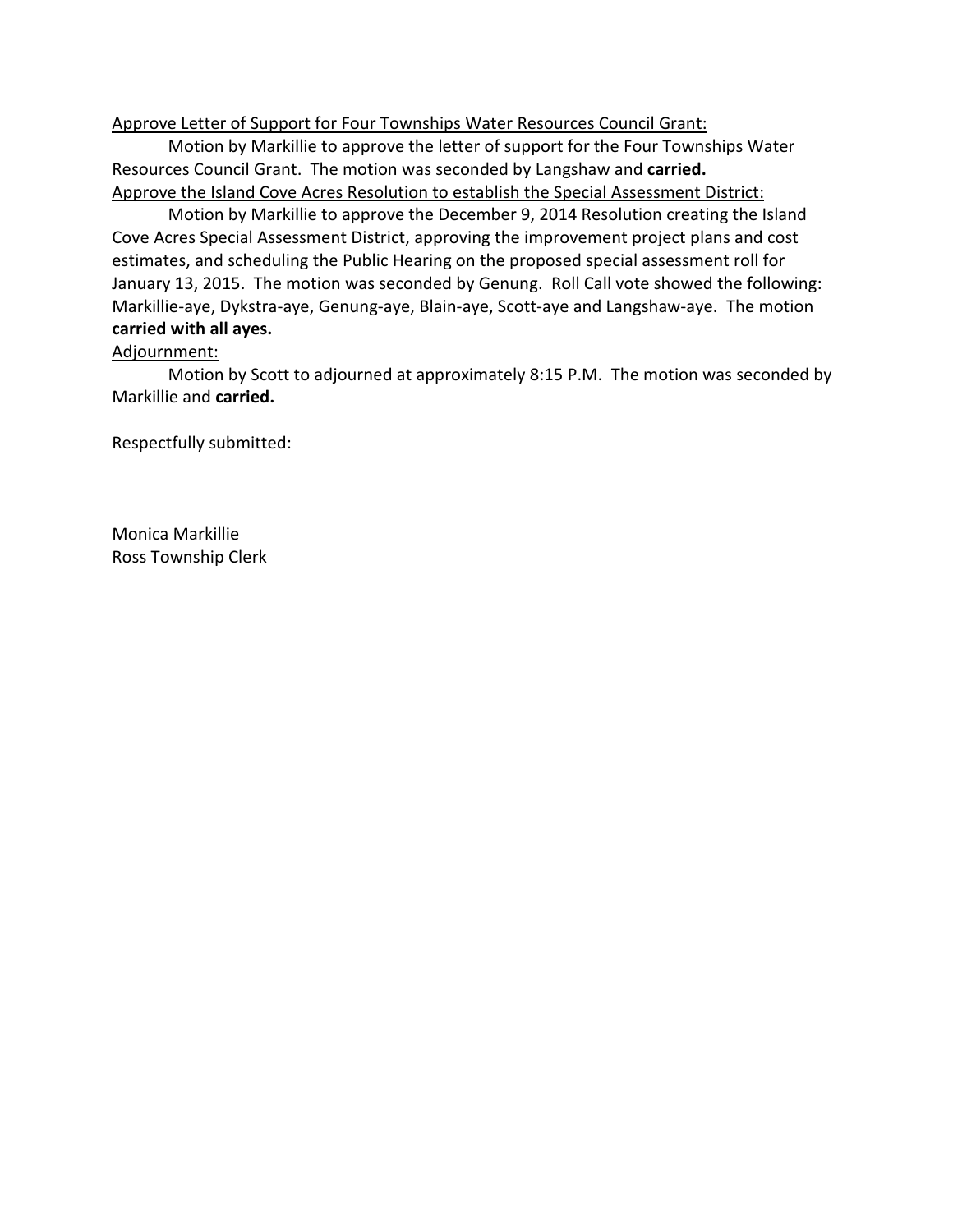<u>Approve Letter of Support for Four Townships Water Resources Council Grant:</u>

Motion by Markillie to approve the letter of support for the Four Townships Water Resources Council Grant. The motion was seconded by Langshaw and **carried.**

<u>Approve the Island Cove Acres Resolution to establish the Special Assessment District:</u>

Motion by Markillie to approve the December 9, 2014 Resolution creating the Island Cove Acres Special Assessment District, approving the improvement project plans and cost estimates, and scheduling the Public Hearing on the proposed special assessment roll for January 13, 2015. The motion was seconded by Genung. Roll Call vote showed the following: Markillie-aye, Dykstra-aye, Genung-aye, Blain-aye, Scott-aye and Langshaw-aye. The motion **carried with all ayes.**

<u>Adjournment:</u>

Motion by Scott to adjourned at approximately 8:15 P.M. The motion was seconded by Markillie and **carried.**

Respectfully submitted:

Monica Markillie
Ross Township Clerk